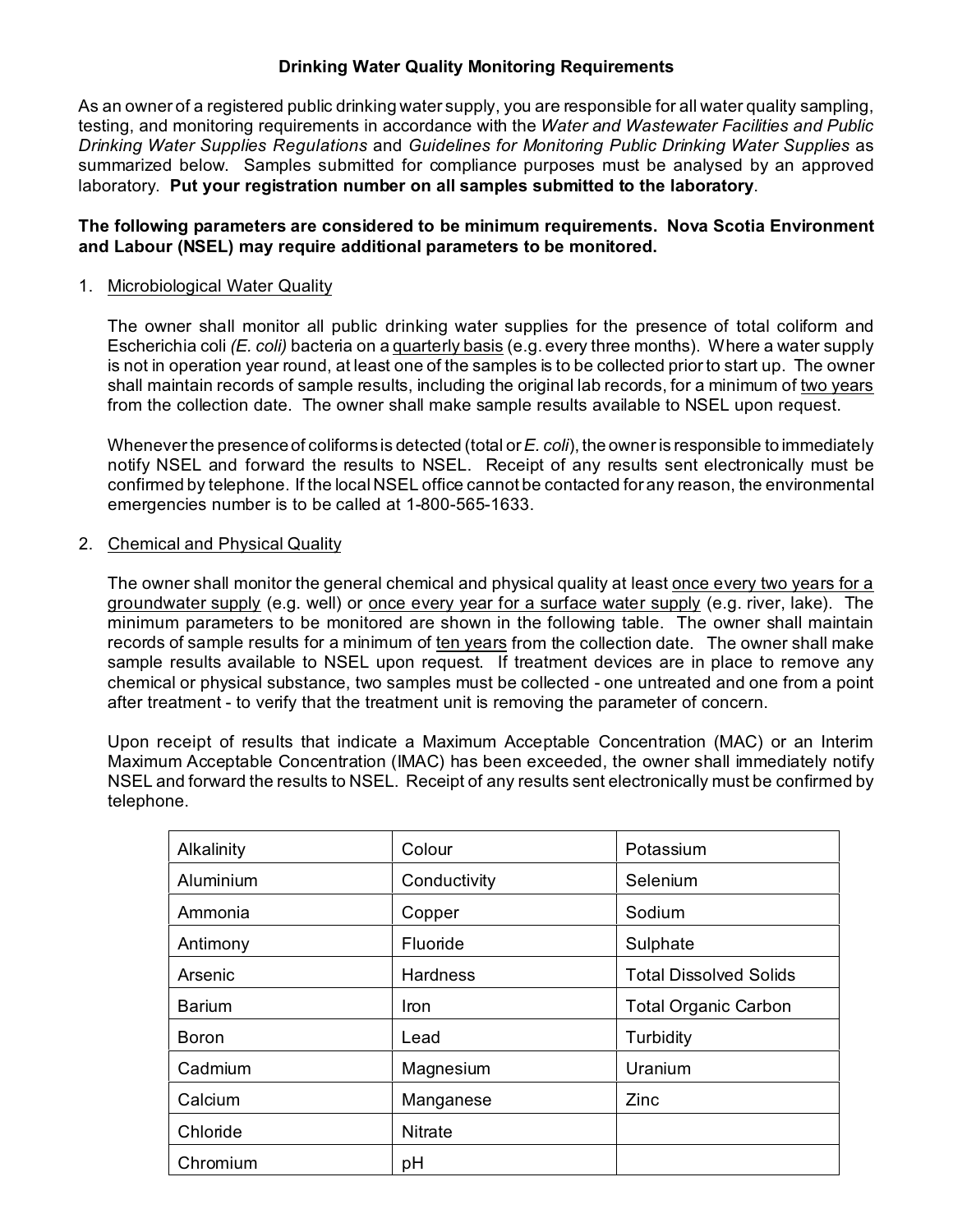# Drinking Water Quality Monitoring Requirements

As an owner of a registered public drinking water supply, you are responsible for all water quality sampling, testing, and monitoring requirements in accordance with the *Water and Wastewater Facilities and Public Drinking Water Supplies Regulations* and *Guidelines for Monitoring Public Drinking Water Supplies* as summarized below. Samples submitted for compliance purposes must be analysed by an approved laboratory. **Put your registration number on all samples submitted to the laboratory**.

**The following parameters are considered to be minimum requirements. Nova Scotia Environment and Labour (NSEL) may require additional parameters to be monitored.**

1. Microbiological Water Quality

   The owner shall monitor all public drinking water supplies for the presence of total coliform and Escherichia coli *(E. coli)* bacteria on a quarterly basis (e.g. every three months). Where a water supply is not in operation year round, at least one of the samples is to be collected prior to start up. The owner shall maintain records of sample results, including the original lab records, for a minimum of two years from the collection date. The owner shall make sample results available to NSEL upon request.

   Whenever the presence of coliforms is detected (total or *E. coli*), the owner is responsible to immediately notify NSEL and forward the results to NSEL. Receipt of any results sent electronically must be confirmed by telephone. If the local NSEL office cannot be contacted for any reason, the environmental emergencies number is to be called at 1-800-565-1633.

2. Chemical and Physical Quality

   The owner shall monitor the general chemical and physical quality at least once every two years for a groundwater supply (e.g. well) or once every year for a surface water supply (e.g. river, lake). The minimum parameters to be monitored are shown in the following table. The owner shall maintain records of sample results for a minimum of ten years from the collection date. The owner shall make sample results available to NSEL upon request. If treatment devices are in place to remove any chemical or physical substance, two samples must be collected - one untreated and one from a point after treatment - to verify that the treatment unit is removing the parameter of concern.

   Upon receipt of results that indicate a Maximum Acceptable Concentration (MAC) or an Interim Maximum Acceptable Concentration (IMAC) has been exceeded, the owner shall immediately notify NSEL and forward the results to NSEL. Receipt of any results sent electronically must be confirmed by telephone.

| | | |
|---|---|---|
| Alkalinity | Colour | Potassium |
| Aluminium | Conductivity | Selenium |
| Ammonia | Copper | Sodium |
| Antimony | Fluoride | Sulphate |
| Arsenic | Hardness | Total Dissolved Solids |
| Barium | Iron | Total Organic Carbon |
| Boron | Lead | Turbidity |
| Cadmium | Magnesium | Uranium |
| Calcium | Manganese | Zinc |
| Chloride | Nitrate | |
| Chromium | pH | |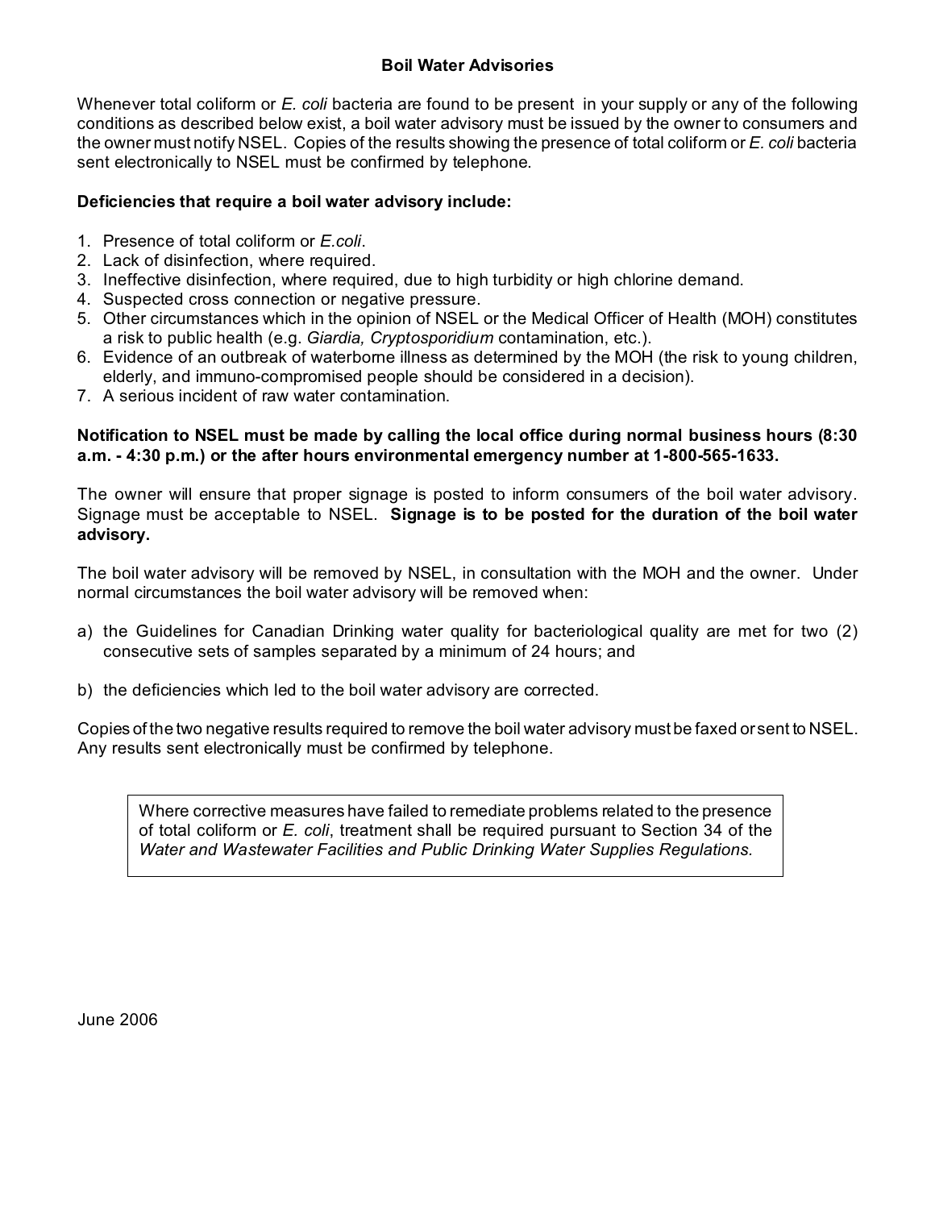## Boil Water Advisories

Whenever total coliform or *E. coli* bacteria are found to be present in your supply or any of the following conditions as described below exist, a boil water advisory must be issued by the owner to consumers and the owner must notify NSEL. Copies of the results showing the presence of total coliform or *E. coli* bacteria sent electronically to NSEL must be confirmed by telephone.

**Deficiencies that require a boil water advisory include:**

1. Presence of total coliform or *E.coli*.
2. Lack of disinfection, where required.
3. Ineffective disinfection, where required, due to high turbidity or high chlorine demand.
4. Suspected cross connection or negative pressure.
5. Other circumstances which in the opinion of NSEL or the Medical Officer of Health (MOH) constitutes a risk to public health (e.g. *Giardia, Cryptosporidium* contamination, etc.).
6. Evidence of an outbreak of waterborne illness as determined by the MOH (the risk to young children, elderly, and immuno-compromised people should be considered in a decision).
7. A serious incident of raw water contamination.

**Notification to NSEL must be made by calling the local office during normal business hours (8:30 a.m. - 4:30 p.m.) or the after hours environmental emergency number at 1-800-565-1633.**

The owner will ensure that proper signage is posted to inform consumers of the boil water advisory. Signage must be acceptable to NSEL. **Signage is to be posted for the duration of the boil water advisory.**

The boil water advisory will be removed by NSEL, in consultation with the MOH and the owner. Under normal circumstances the boil water advisory will be removed when:

a) the Guidelines for Canadian Drinking water quality for bacteriological quality are met for two (2) consecutive sets of samples separated by a minimum of 24 hours; and

b) the deficiencies which led to the boil water advisory are corrected.

Copies of the two negative results required to remove the boil water advisory must be faxed or sent to NSEL. Any results sent electronically must be confirmed by telephone.

Where corrective measures have failed to remediate problems related to the presence of total coliform or *E. coli*, treatment shall be required pursuant to Section 34 of the *Water and Wastewater Facilities and Public Drinking Water Supplies Regulations.*

June 2006